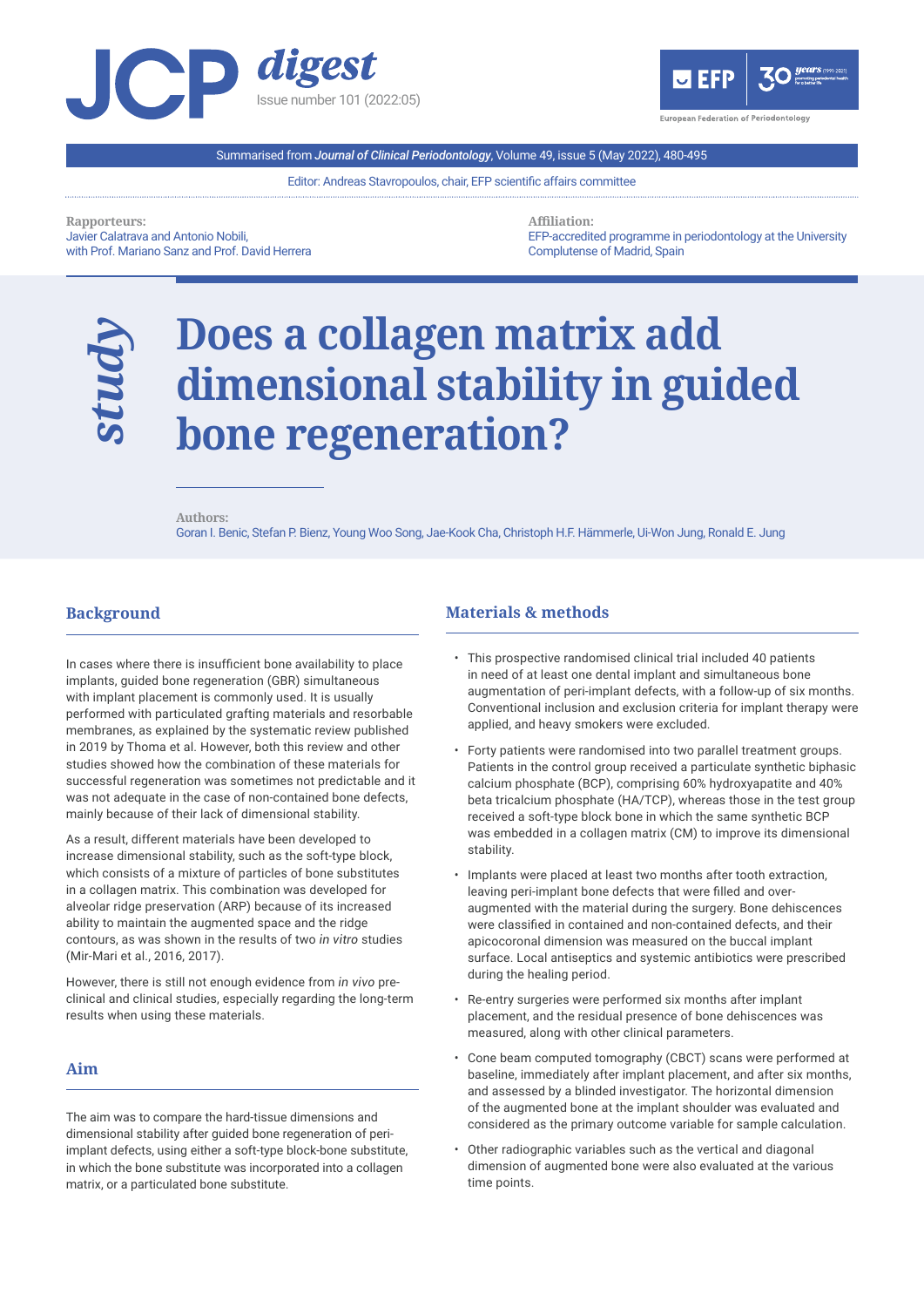# JCP digest

Issue number 101 (2022:05)

Summarised from *Journal of Clinical Periodontology*, Volume 49, issue 5 (May 2022), 480-495

Editor: Andreas Stavropoulos, chair, EFP scientific affairs committee

**Rapporteurs:**
Javier Calatrava and Antonio Nobili, with Prof. Mariano Sanz and Prof. David Herrera

**Affiliation:**
EFP-accredited programme in periodontology at the University Complutense of Madrid, Spain

*study*

# Does a collagen matrix add dimensional stability in guided bone regeneration?

**Authors:**
Goran I. Benic, Stefan P. Bienz, Young Woo Song, Jae-Kook Cha, Christoph H.F. Hämmerle, Ui-Won Jung, Ronald E. Jung

## Background

In cases where there is insufficient bone availability to place implants, guided bone regeneration (GBR) simultaneous with implant placement is commonly used. It is usually performed with particulated grafting materials and resorbable membranes, as explained by the systematic review published in 2019 by Thoma et al. However, both this review and other studies showed how the combination of these materials for successful regeneration was sometimes not predictable and it was not adequate in the case of non-contained bone defects, mainly because of their lack of dimensional stability.

As a result, different materials have been developed to increase dimensional stability, such as the soft-type block, which consists of a mixture of particles of bone substitutes in a collagen matrix. This combination was developed for alveolar ridge preservation (ARP) because of its increased ability to maintain the augmented space and the ridge contours, as was shown in the results of two *in vitro* studies (Mir-Mari et al., 2016, 2017).

However, there is still not enough evidence from *in vivo* pre-clinical and clinical studies, especially regarding the long-term results when using these materials.

## Aim

The aim was to compare the hard-tissue dimensions and dimensional stability after guided bone regeneration of peri-implant defects, using either a soft-type block-bone substitute, in which the bone substitute was incorporated into a collagen matrix, or a particulated bone substitute.

## Materials & methods

- This prospective randomised clinical trial included 40 patients in need of at least one dental implant and simultaneous bone augmentation of peri-implant defects, with a follow-up of six months. Conventional inclusion and exclusion criteria for implant therapy were applied, and heavy smokers were excluded.
- Forty patients were randomised into two parallel treatment groups. Patients in the control group received a particulate synthetic biphasic calcium phosphate (BCP), comprising 60% hydroxyapatite and 40% beta tricalcium phosphate (HA/TCP), whereas those in the test group received a soft-type block bone in which the same synthetic BCP was embedded in a collagen matrix (CM) to improve its dimensional stability.
- Implants were placed at least two months after tooth extraction, leaving peri-implant bone defects that were filled and over-augmented with the material during the surgery. Bone dehiscences were classified in contained and non-contained defects, and their apicocoronal dimension was measured on the buccal implant surface. Local antiseptics and systemic antibiotics were prescribed during the healing period.
- Re-entry surgeries were performed six months after implant placement, and the residual presence of bone dehiscences was measured, along with other clinical parameters.
- Cone beam computed tomography (CBCT) scans were performed at baseline, immediately after implant placement, and after six months, and assessed by a blinded investigator. The horizontal dimension of the augmented bone at the implant shoulder was evaluated and considered as the primary outcome variable for sample calculation.
- Other radiographic variables such as the vertical and diagonal dimension of augmented bone were also evaluated at the various time points.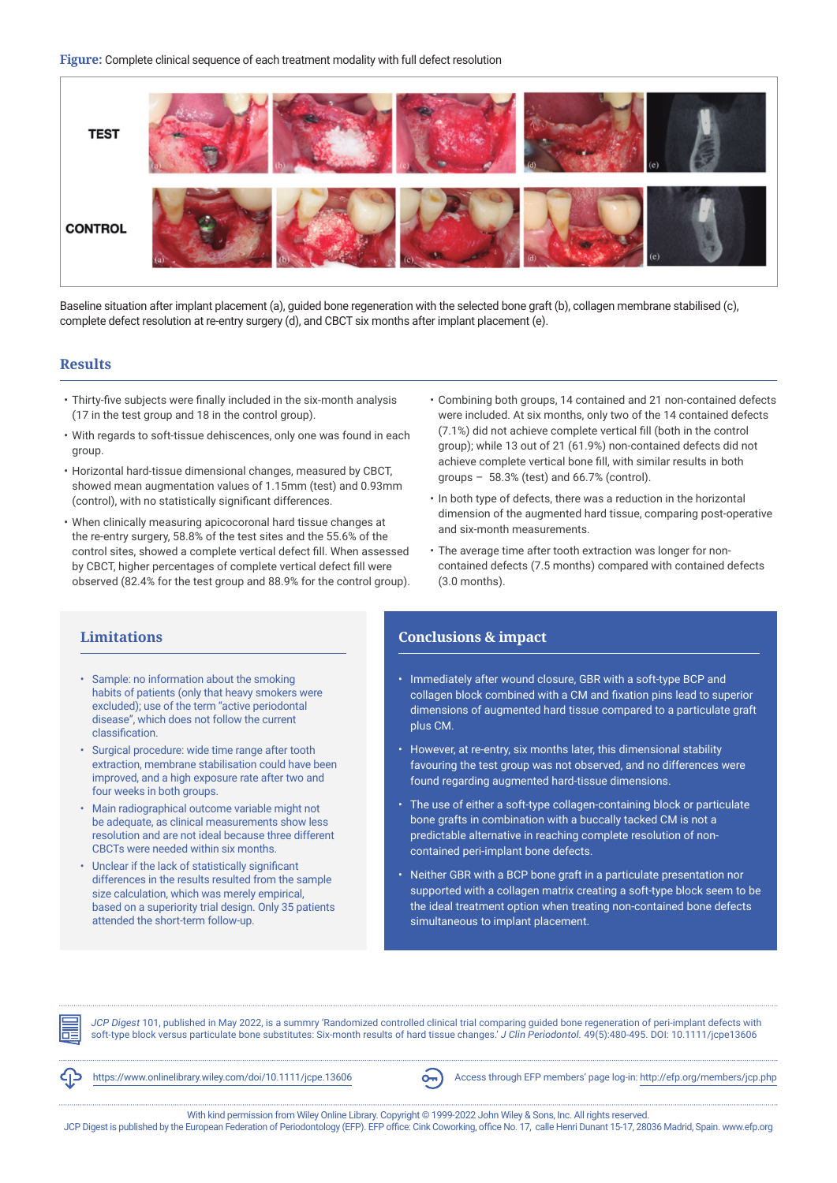**Figure:** Complete clinical sequence of each treatment modality with full defect resolution

TEST

CONTROL

Baseline situation after implant placement (a), guided bone regeneration with the selected bone graft (b), collagen membrane stabilised (c), complete defect resolution at re-entry surgery (d), and CBCT six months after implant placement (e).

## Results

- Thirty-five subjects were finally included in the six-month analysis (17 in the test group and 18 in the control group).
- With regards to soft-tissue dehiscences, only one was found in each group.
- Horizontal hard-tissue dimensional changes, measured by CBCT, showed mean augmentation values of 1.15mm (test) and 0.93mm (control), with no statistically significant differences.
- When clinically measuring apicocoronal hard tissue changes at the re-entry surgery, 58.8% of the test sites and the 55.6% of the control sites, showed a complete vertical defect fill. When assessed by CBCT, higher percentages of complete vertical defect fill were observed (82.4% for the test group and 88.9% for the control group).
- Combining both groups, 14 contained and 21 non-contained defects were included. At six months, only two of the 14 contained defects (7.1%) did not achieve complete vertical fill (both in the control group); while 13 out of 21 (61.9%) non-contained defects did not achieve complete vertical bone fill, with similar results in both groups – 58.3% (test) and 66.7% (control).
- In both type of defects, there was a reduction in the horizontal dimension of the augmented hard tissue, comparing post-operative and six-month measurements.
- The average time after tooth extraction was longer for non-contained defects (7.5 months) compared with contained defects (3.0 months).

## Limitations

- Sample: no information about the smoking habits of patients (only that heavy smokers were excluded); use of the term "active periodontal disease", which does not follow the current classification.
- Surgical procedure: wide time range after tooth extraction, membrane stabilisation could have been improved, and a high exposure rate after two and four weeks in both groups.
- Main radiographical outcome variable might not be adequate, as clinical measurements show less resolution and are not ideal because three different CBCTs were needed within six months.
- Unclear if the lack of statistically significant differences in the results resulted from the sample size calculation, which was merely empirical, based on a superiority trial design. Only 35 patients attended the short-term follow-up.

## Conclusions & impact

- Immediately after wound closure, GBR with a soft-type BCP and collagen block combined with a CM and fixation pins lead to superior dimensions of augmented hard tissue compared to a particulate graft plus CM.
- However, at re-entry, six months later, this dimensional stability favouring the test group was not observed, and no differences were found regarding augmented hard-tissue dimensions.
- The use of either a soft-type collagen-containing block or particulate bone grafts in combination with a buccally tacked CM is not a predictable alternative in reaching complete resolution of non-contained peri-implant bone defects.
- Neither GBR with a BCP bone graft in a particulate presentation nor supported with a collagen matrix creating a soft-type block seem to be the ideal treatment option when treating non-contained bone defects simultaneous to implant placement.

*JCP Digest* 101, published in May 2022, is a summry 'Randomized controlled clinical trial comparing guided bone regeneration of peri-implant defects with soft-type block versus particulate bone substitutes: Six-month results of hard tissue changes.' *J Clin Periodontol.* 49(5):480-495. DOI: 10.1111/jcpe13606

https://www.onlinelibrary.wiley.com/doi/10.1111/jcpe.13606

Access through EFP members' page log-in: http://efp.org/members/jcp.php

With kind permission from Wiley Online Library. Copyright © 1999-2022 John Wiley & Sons, Inc. All rights reserved.
JCP Digest is published by the European Federation of Periodontology (EFP). EFP office: Cink Coworking, office No. 17, calle Henri Dunant 15-17, 28036 Madrid, Spain. www.efp.org